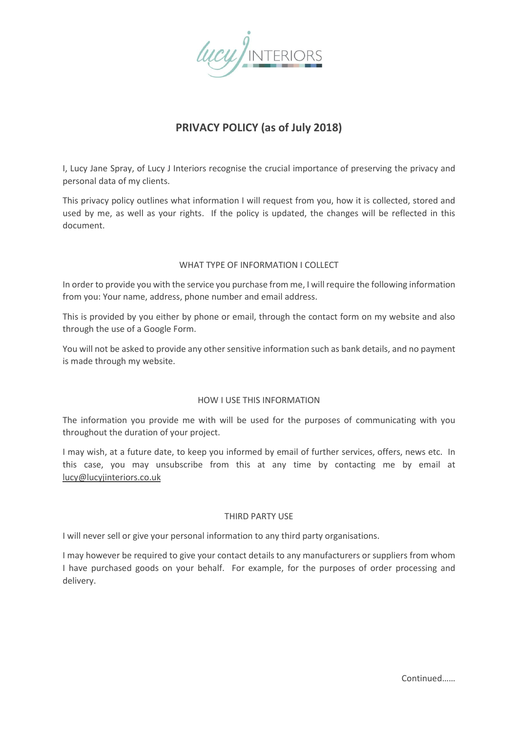lucy J INTERIORS

# PRIVACY POLICY (as of July 2018)

I, Lucy Jane Spray, of Lucy J Interiors recognise the crucial importance of preserving the privacy and personal data of my clients.

This privacy policy outlines what information I will request from you, how it is collected, stored and used by me, as well as your rights. If the policy is updated, the changes will be reflected in this document.

## WHAT TYPE OF INFORMATION I COLLECT

In order to provide you with the service you purchase from me, I will require the following information from you: Your name, address, phone number and email address.

This is provided by you either by phone or email, through the contact form on my website and also through the use of a Google Form.

You will not be asked to provide any other sensitive information such as bank details, and no payment is made through my website.

## HOW I USE THIS INFORMATION

The information you provide me with will be used for the purposes of communicating with you throughout the duration of your project.

I may wish, at a future date, to keep you informed by email of further services, offers, news etc. In this case, you may unsubscribe from this at any time by contacting me by email at lucy@lucyjinteriors.co.uk

## THIRD PARTY USE

I will never sell or give your personal information to any third party organisations.

I may however be required to give your contact details to any manufacturers or suppliers from whom I have purchased goods on your behalf. For example, for the purposes of order processing and delivery.

Continued……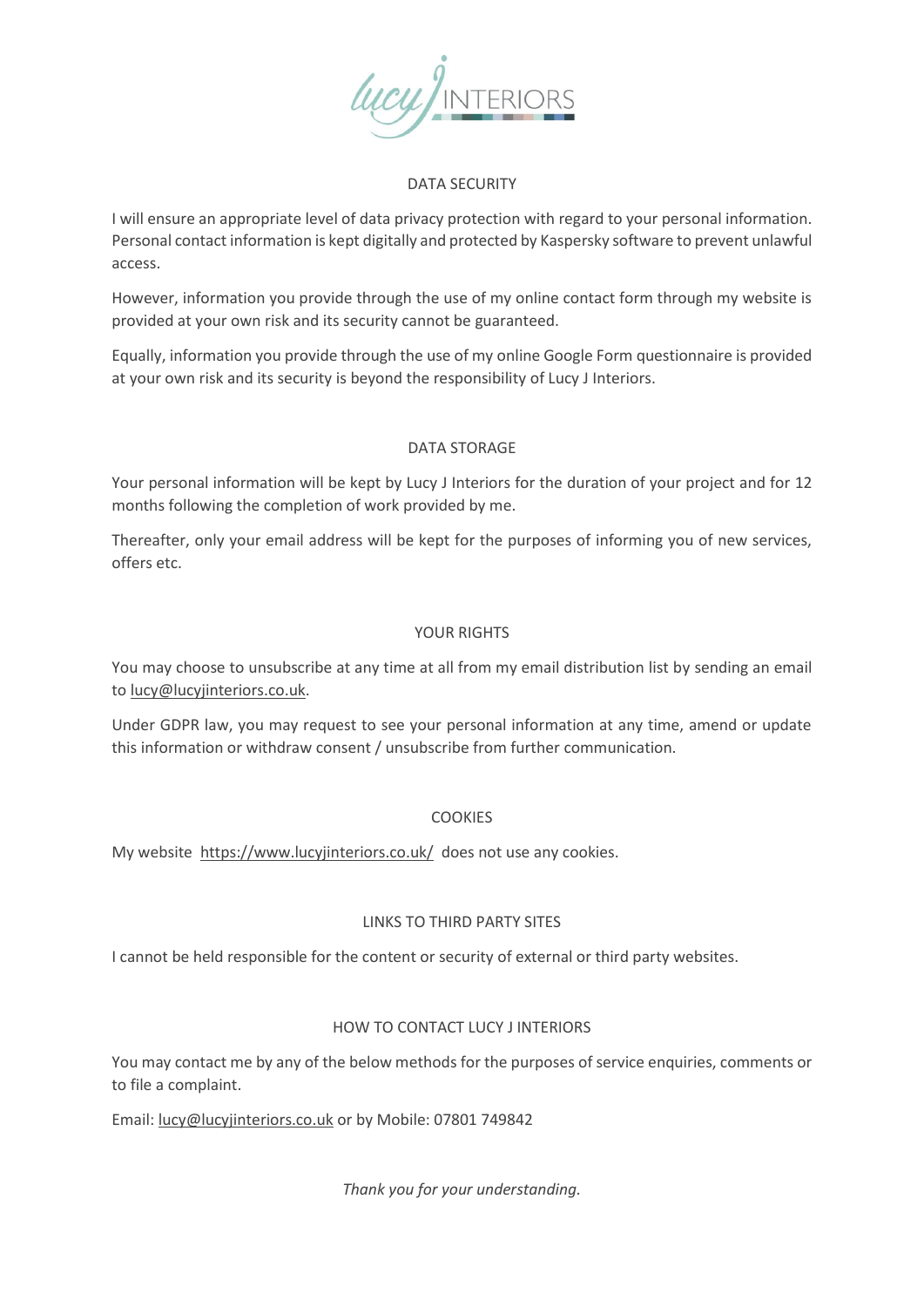## DATA SECURITY

I will ensure an appropriate level of data privacy protection with regard to your personal information. Personal contact information is kept digitally and protected by Kaspersky software to prevent unlawful access.

However, information you provide through the use of my online contact form through my website is provided at your own risk and its security cannot be guaranteed.

Equally, information you provide through the use of my online Google Form questionnaire is provided at your own risk and its security is beyond the responsibility of Lucy J Interiors.

## DATA STORAGE

Your personal information will be kept by Lucy J Interiors for the duration of your project and for 12 months following the completion of work provided by me.

Thereafter, only your email address will be kept for the purposes of informing you of new services, offers etc.

## YOUR RIGHTS

You may choose to unsubscribe at any time at all from my email distribution list by sending an email to lucy@lucyjinteriors.co.uk.

Under GDPR law, you may request to see your personal information at any time, amend or update this information or withdraw consent / unsubscribe from further communication.

## COOKIES

My website https://www.lucyjinteriors.co.uk/ does not use any cookies.

## LINKS TO THIRD PARTY SITES

I cannot be held responsible for the content or security of external or third party websites.

## HOW TO CONTACT LUCY J INTERIORS

You may contact me by any of the below methods for the purposes of service enquiries, comments or to file a complaint.

Email: lucy@lucyjinteriors.co.uk or by Mobile: 07801 749842

*Thank you for your understanding.*